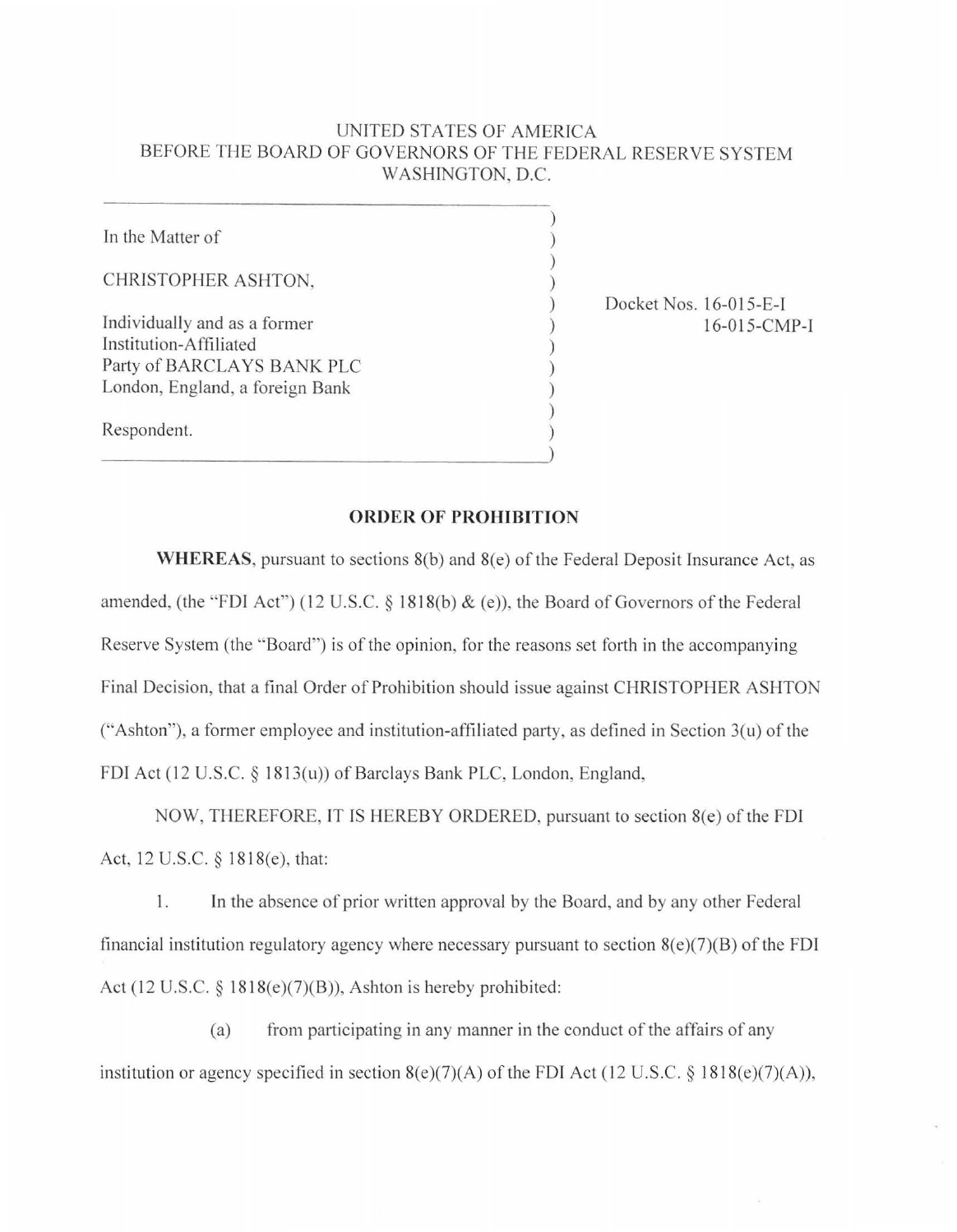UNITED STATES OF AMERICA
BEFORE THE BOARD OF GOVERNORS OF THE FEDERAL RESERVE SYSTEM
WASHINGTON, D.C.

| | |
|---|---|
| In the Matter of<br><br>CHRISTOPHER ASHTON,<br><br>Individually and as a former Institution-Affiliated Party of BARCLAYS BANK PLC London, England, a foreign Bank<br><br>Respondent. | Docket Nos. 16-015-E-I<br>16-015-CMP-I |

## ORDER OF PROHIBITION

**WHEREAS**, pursuant to sections 8(b) and 8(e) of the Federal Deposit Insurance Act, as amended, (the "FDI Act") (12 U.S.C. § 1818(b) & (e)), the Board of Governors of the Federal Reserve System (the "Board") is of the opinion, for the reasons set forth in the accompanying Final Decision, that a final Order of Prohibition should issue against CHRISTOPHER ASHTON ("Ashton"), a former employee and institution-affiliated party, as defined in Section 3(u) of the FDI Act (12 U.S.C. § 1813(u)) of Barclays Bank PLC, London, England,

NOW, THEREFORE, IT IS HEREBY ORDERED, pursuant to section 8(e) of the FDI Act, 12 U.S.C. § 1818(e), that:

1. In the absence of prior written approval by the Board, and by any other Federal financial institution regulatory agency where necessary pursuant to section 8(e)(7)(B) of the FDI Act (12 U.S.C. § 1818(e)(7)(B)), Ashton is hereby prohibited:

   (a) from participating in any manner in the conduct of the affairs of any institution or agency specified in section 8(e)(7)(A) of the FDI Act (12 U.S.C. § 1818(e)(7)(A)),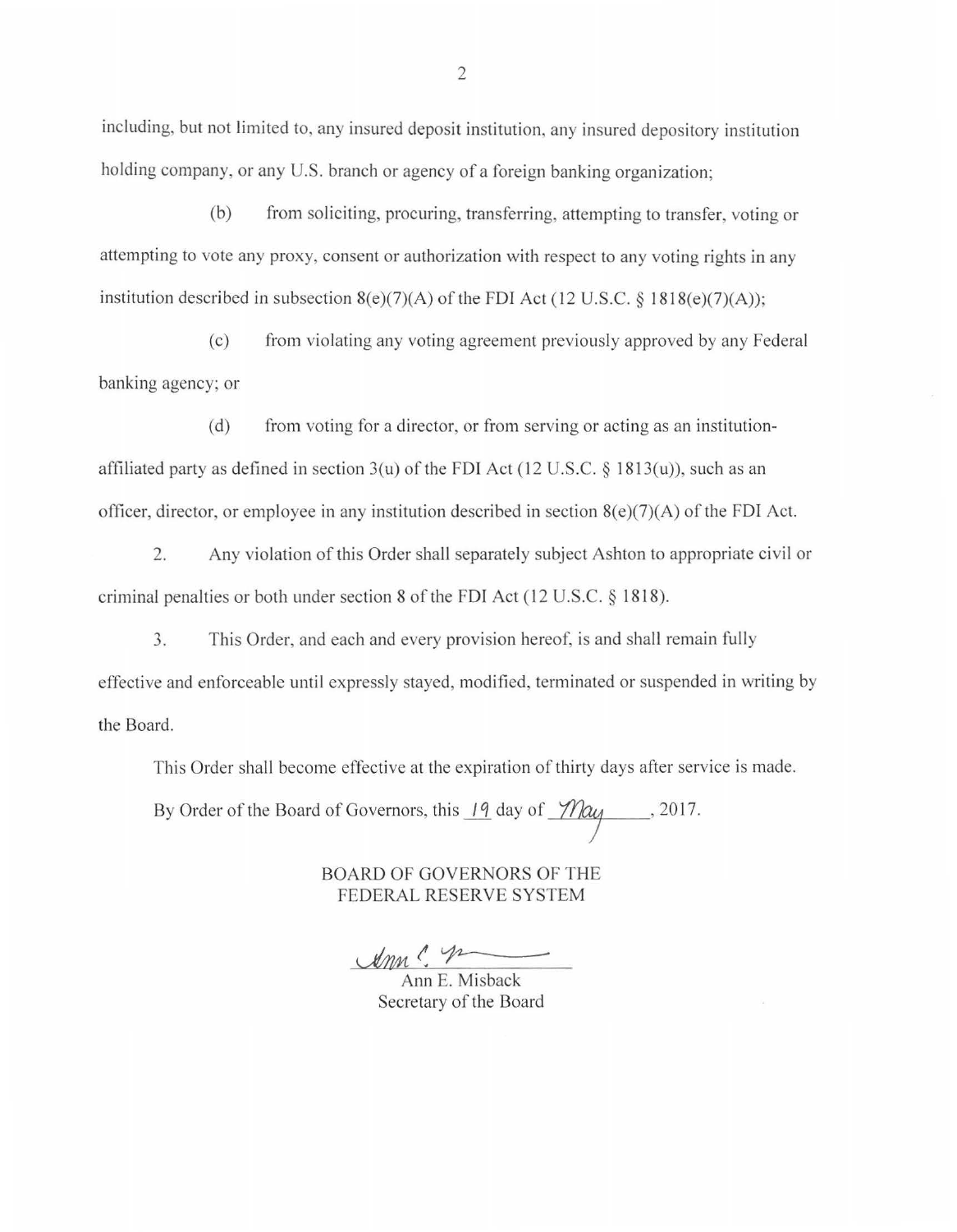including, but not limited to, any insured deposit institution, any insured depository institution holding company, or any U.S. branch or agency of a foreign banking organization;

(b) from soliciting, procuring, transferring, attempting to transfer, voting or attempting to vote any proxy, consent or authorization with respect to any voting rights in any institution described in subsection 8(e)(7)(A) of the FDI Act (12 U.S.C. § 1818(e)(7)(A));

(c) from violating any voting agreement previously approved by any Federal banking agency; or

(d) from voting for a director, or from serving or acting as an institution-affiliated party as defined in section 3(u) of the FDI Act (12 U.S.C. § 1813(u)), such as an officer, director, or employee in any institution described in section 8(e)(7)(A) of the FDI Act.

2. Any violation of this Order shall separately subject Ashton to appropriate civil or criminal penalties or both under section 8 of the FDI Act (12 U.S.C. § 1818).

3. This Order, and each and every provision hereof, is and shall remain fully effective and enforceable until expressly stayed, modified, terminated or suspended in writing by the Board.

This Order shall become effective at the expiration of thirty days after service is made.

By Order of the Board of Governors, this 19 day of May, 2017.

BOARD OF GOVERNORS OF THE
FEDERAL RESERVE SYSTEM

Ann E. Misback
Secretary of the Board